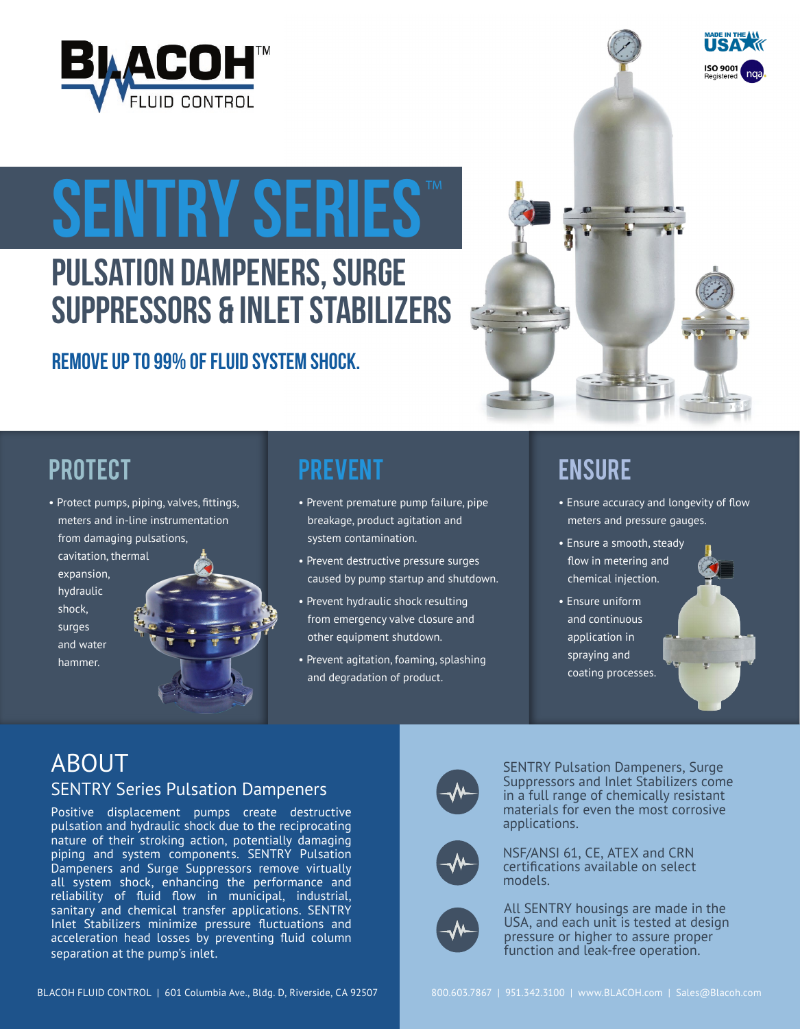BLACOH™ FLUID CONTROL

MADE IN THE USA

ISO 9001 Registered

# SENTRY SERIES™

## PULSATION DAMPENERS, SURGE SUPPRESSORS & INLET STABILIZERS

### REMOVE UP TO 99% OF FLUID SYSTEM SHOCK.

## PROTECT

- Protect pumps, piping, valves, fittings, meters and in-line instrumentation from damaging pulsations, cavitation, thermal expansion, hydraulic shock, surges and water hammer.

## PREVENT

- Prevent premature pump failure, pipe breakage, product agitation and system contamination.
- Prevent destructive pressure surges caused by pump startup and shutdown.
- Prevent hydraulic shock resulting from emergency valve closure and other equipment shutdown.
- Prevent agitation, foaming, splashing and degradation of product.

## ENSURE

- Ensure accuracy and longevity of flow meters and pressure gauges.
- Ensure a smooth, steady flow in metering and chemical injection.
- Ensure uniform and continuous application in spraying and coating processes.

## ABOUT

### SENTRY Series Pulsation Dampeners

Positive displacement pumps create destructive pulsation and hydraulic shock due to the reciprocating nature of their stroking action, potentially damaging piping and system components. SENTRY Pulsation Dampeners and Surge Suppressors remove virtually all system shock, enhancing the performance and reliability of fluid flow in municipal, industrial, sanitary and chemical transfer applications. SENTRY Inlet Stabilizers minimize pressure fluctuations and acceleration head losses by preventing fluid column separation at the pump's inlet.

SENTRY Pulsation Dampeners, Surge Suppressors and Inlet Stabilizers come in a full range of chemically resistant materials for even the most corrosive applications.

NSF/ANSI 61, CE, ATEX and CRN certifications available on select models.

All SENTRY housings are made in the USA, and each unit is tested at design pressure or higher to assure proper function and leak-free operation.

BLACOH FLUID CONTROL | 601 Columbia Ave., Bldg. D, Riverside, CA 92507

800.603.7867 | 951.342.3100 | www.BLACOH.com | Sales@Blacoh.com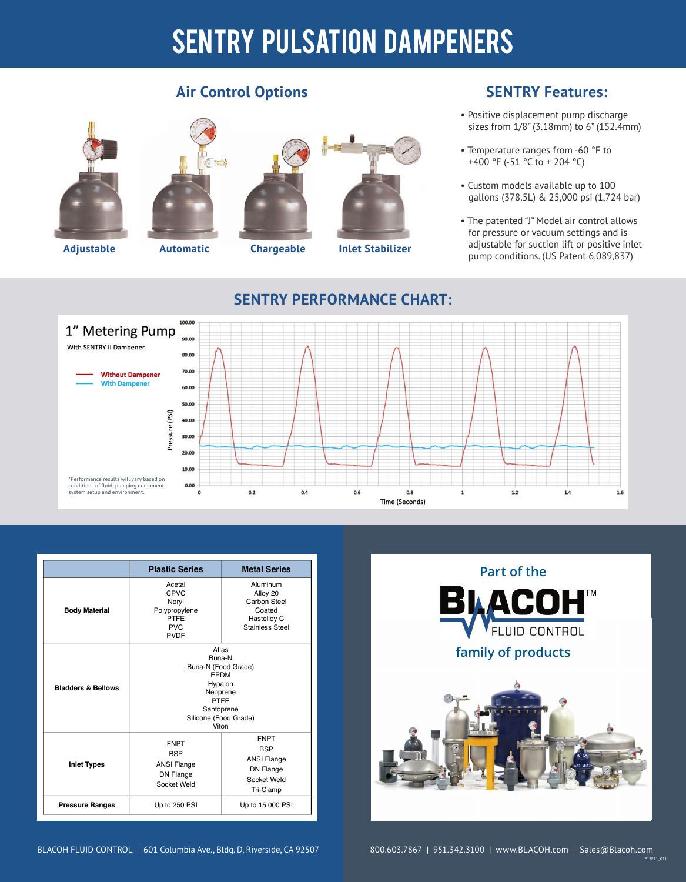# SENTRY PULSATION DAMPENERS

## Air Control Options

Adjustable

Automatic

Chargeable

Inlet Stabilizer

## SENTRY Features:

- Positive displacement pump discharge sizes from 1/8" (3.18mm) to 6" (152.4mm)
- Temperature ranges from -60 °F to +400 °F (-51 °C to + 204 °C)
- Custom models available up to 100 gallons (378.5L) & 25,000 psi (1,724 bar)
- The patented "J" Model air control allows for pressure or vacuum settings and is adjustable for suction lift or positive inlet pump conditions. (US Patent 6,089,837)

## SENTRY PERFORMANCE CHART:

1" Metering Pump

With SENTRY II Dampener

Without Dampener

With Dampener

Pressure (PSI)

100.00
90.00
80.00
70.00
60.00
50.00
40.00
30.00
20.00
10.00
0.00

0
0.2
0.4
0.6
0.8
1
1.2
1.4
1.6

Time (Seconds)

*Performance results will vary based on conditions of fluid, pumping equipment, system setup and environment.

| | Plastic Series | Metal Series |
|---|---|---|
| **Body Material** | Acetal<br>CPVC<br>Noryl<br>Polypropylene<br>PTFE<br>PVC<br>PVDF | Aluminum<br>Alloy 20<br>Carbon Steel<br>Coated<br>Hastelloy C<br>Stainless Steel |
| **Bladders & Bellows** | Aflas<br>Buna-N<br>Buna-N (Food Grade)<br>EPDM<br>Hypalon<br>Neoprene<br>PTFE<br>Santoprene<br>Silicone (Food Grade)<br>Viton | |
| **Inlet Types** | FNPT<br>BSP<br>ANSI Flange<br>DN Flange<br>Socket Weld | FNPT<br>BSP<br>ANSI Flange<br>DN Flange<br>Socket Weld<br>Tri-Clamp |
| **Pressure Ranges** | Up to 250 PSI | Up to 15,000 PSI |

Part of the

BLACOH™ FLUID CONTROL

family of products

BLACOH FLUID CONTROL | 601 Columbia Ave., Bldg. D, Riverside, CA 92507

800.603.7867 | 951.342.3100 | www.BLACOH.com | Sales@Blacoh.com

P17E11_011